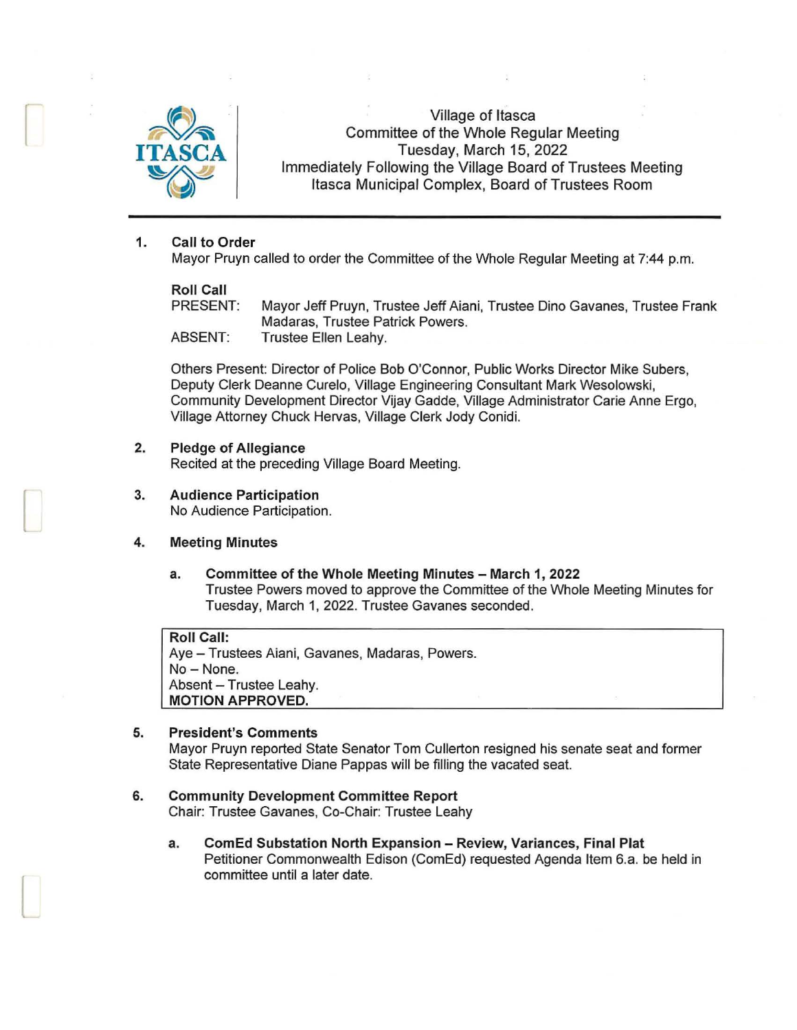# Village of Itasca
## Committee of the Whole Regular Meeting
Tuesday, March 15, 2022
Immediately Following the Village Board of Trustees Meeting
Itasca Municipal Complex, Board of Trustees Room

---

**1. Call to Order**

Mayor Pruyn called to order the Committee of the Whole Regular Meeting at 7:44 p.m.

**Roll Call**

PRESENT: Mayor Jeff Pruyn, Trustee Jeff Aiani, Trustee Dino Gavanes, Trustee Frank Madaras, Trustee Patrick Powers.

ABSENT: Trustee Ellen Leahy.

Others Present: Director of Police Bob O'Connor, Public Works Director Mike Subers, Deputy Clerk Deanne Curelo, Village Engineering Consultant Mark Wesolowski, Community Development Director Vijay Gadde, Village Administrator Carie Anne Ergo, Village Attorney Chuck Hervas, Village Clerk Jody Conidi.

**2. Pledge of Allegiance**

Recited at the preceding Village Board Meeting.

**3. Audience Participation**

No Audience Participation.

**4. Meeting Minutes**

**a. Committee of the Whole Meeting Minutes – March 1, 2022**

Trustee Powers moved to approve the Committee of the Whole Meeting Minutes for Tuesday, March 1, 2022. Trustee Gavanes seconded.

> **Roll Call:**
> Aye – Trustees Aiani, Gavanes, Madaras, Powers.
> No – None.
> Absent – Trustee Leahy.
> **MOTION APPROVED.**

**5. President's Comments**

Mayor Pruyn reported State Senator Tom Cullerton resigned his senate seat and former State Representative Diane Pappas will be filling the vacated seat.

**6. Community Development Committee Report**

Chair: Trustee Gavanes, Co-Chair: Trustee Leahy

**a. ComEd Substation North Expansion – Review, Variances, Final Plat**

Petitioner Commonwealth Edison (ComEd) requested Agenda Item 6.a. be held in committee until a later date.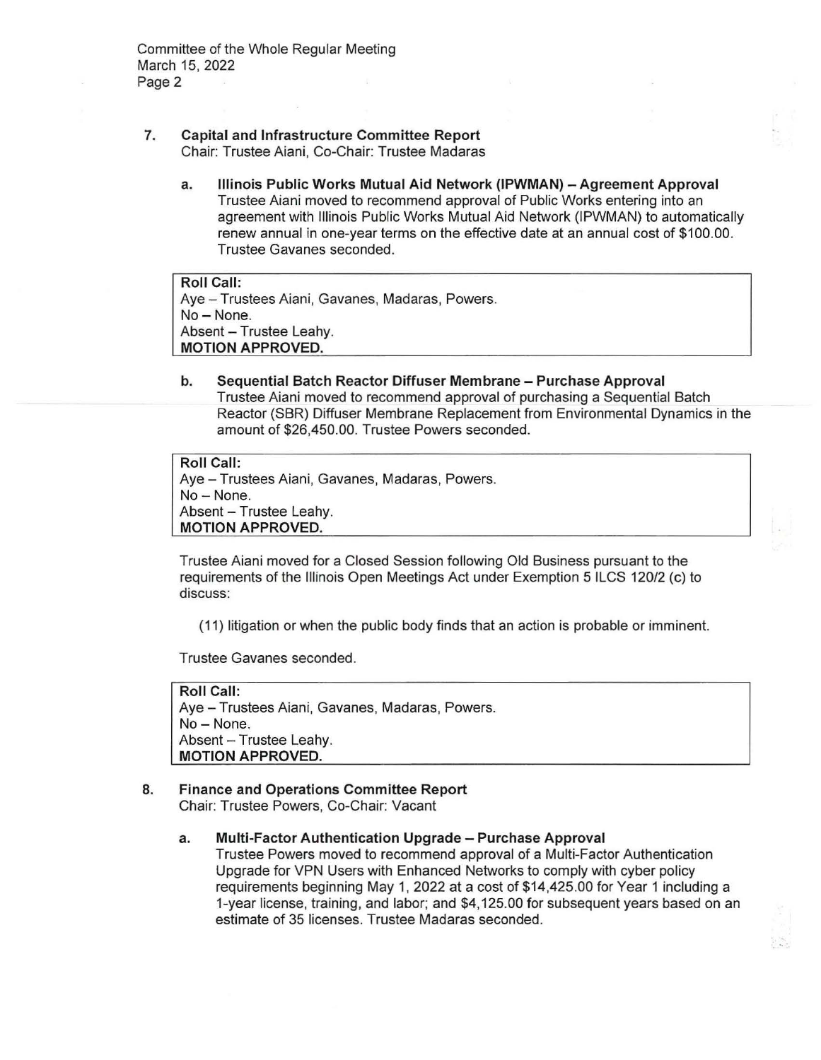## 7. Capital and Infrastructure Committee Report

Chair: Trustee Aiani, Co-Chair: Trustee Madaras

### a. Illinois Public Works Mutual Aid Network (IPWMAN) – Agreement Approval

Trustee Aiani moved to recommend approval of Public Works entering into an agreement with Illinois Public Works Mutual Aid Network (IPWMAN) to automatically renew annual in one-year terms on the effective date at an annual cost of $100.00. Trustee Gavanes seconded.

**Roll Call:**
Aye – Trustees Aiani, Gavanes, Madaras, Powers.
No – None.
Absent – Trustee Leahy.
**MOTION APPROVED.**

### b. Sequential Batch Reactor Diffuser Membrane – Purchase Approval

Trustee Aiani moved to recommend approval of purchasing a Sequential Batch Reactor (SBR) Diffuser Membrane Replacement from Environmental Dynamics in the amount of $26,450.00. Trustee Powers seconded.

**Roll Call:**
Aye – Trustees Aiani, Gavanes, Madaras, Powers.
No – None.
Absent – Trustee Leahy.
**MOTION APPROVED.**

Trustee Aiani moved for a Closed Session following Old Business pursuant to the requirements of the Illinois Open Meetings Act under Exemption 5 ILCS 120/2 (c) to discuss:

(11) litigation or when the public body finds that an action is probable or imminent.

Trustee Gavanes seconded.

**Roll Call:**
Aye – Trustees Aiani, Gavanes, Madaras, Powers.
No – None.
Absent – Trustee Leahy.
**MOTION APPROVED.**

## 8. Finance and Operations Committee Report

Chair: Trustee Powers, Co-Chair: Vacant

### a. Multi-Factor Authentication Upgrade – Purchase Approval

Trustee Powers moved to recommend approval of a Multi-Factor Authentication Upgrade for VPN Users with Enhanced Networks to comply with cyber policy requirements beginning May 1, 2022 at a cost of $14,425.00 for Year 1 including a 1-year license, training, and labor; and $4,125.00 for subsequent years based on an estimate of 35 licenses. Trustee Madaras seconded.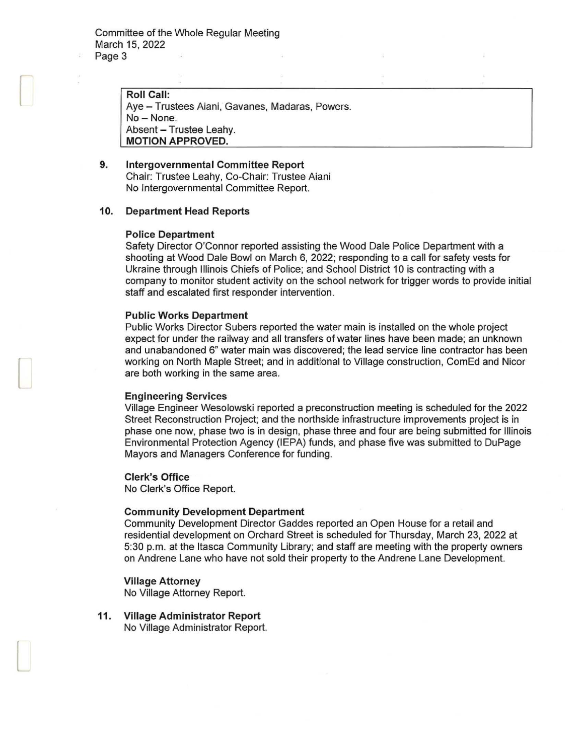**Roll Call:**
Aye – Trustees Aiani, Gavanes, Madaras, Powers.
No – None.
Absent – Trustee Leahy.
**MOTION APPROVED.**

**9. Intergovernmental Committee Report**
Chair: Trustee Leahy, Co-Chair: Trustee Aiani
No Intergovernmental Committee Report.

**10. Department Head Reports**

**Police Department**
Safety Director O'Connor reported assisting the Wood Dale Police Department with a shooting at Wood Dale Bowl on March 6, 2022; responding to a call for safety vests for Ukraine through Illinois Chiefs of Police; and School District 10 is contracting with a company to monitor student activity on the school network for trigger words to provide initial staff and escalated first responder intervention.

**Public Works Department**
Public Works Director Subers reported the water main is installed on the whole project expect for under the railway and all transfers of water lines have been made; an unknown and unabandoned 6" water main was discovered; the lead service line contractor has been working on North Maple Street; and in additional to Village construction, ComEd and Nicor are both working in the same area.

**Engineering Services**
Village Engineer Wesolowski reported a preconstruction meeting is scheduled for the 2022 Street Reconstruction Project; and the northside infrastructure improvements project is in phase one now, phase two is in design, phase three and four are being submitted for Illinois Environmental Protection Agency (IEPA) funds, and phase five was submitted to DuPage Mayors and Managers Conference for funding.

**Clerk's Office**
No Clerk's Office Report.

**Community Development Department**
Community Development Director Gaddes reported an Open House for a retail and residential development on Orchard Street is scheduled for Thursday, March 23, 2022 at 5:30 p.m. at the Itasca Community Library; and staff are meeting with the property owners on Andrene Lane who have not sold their property to the Andrene Lane Development.

**Village Attorney**
No Village Attorney Report.

**11. Village Administrator Report**
No Village Administrator Report.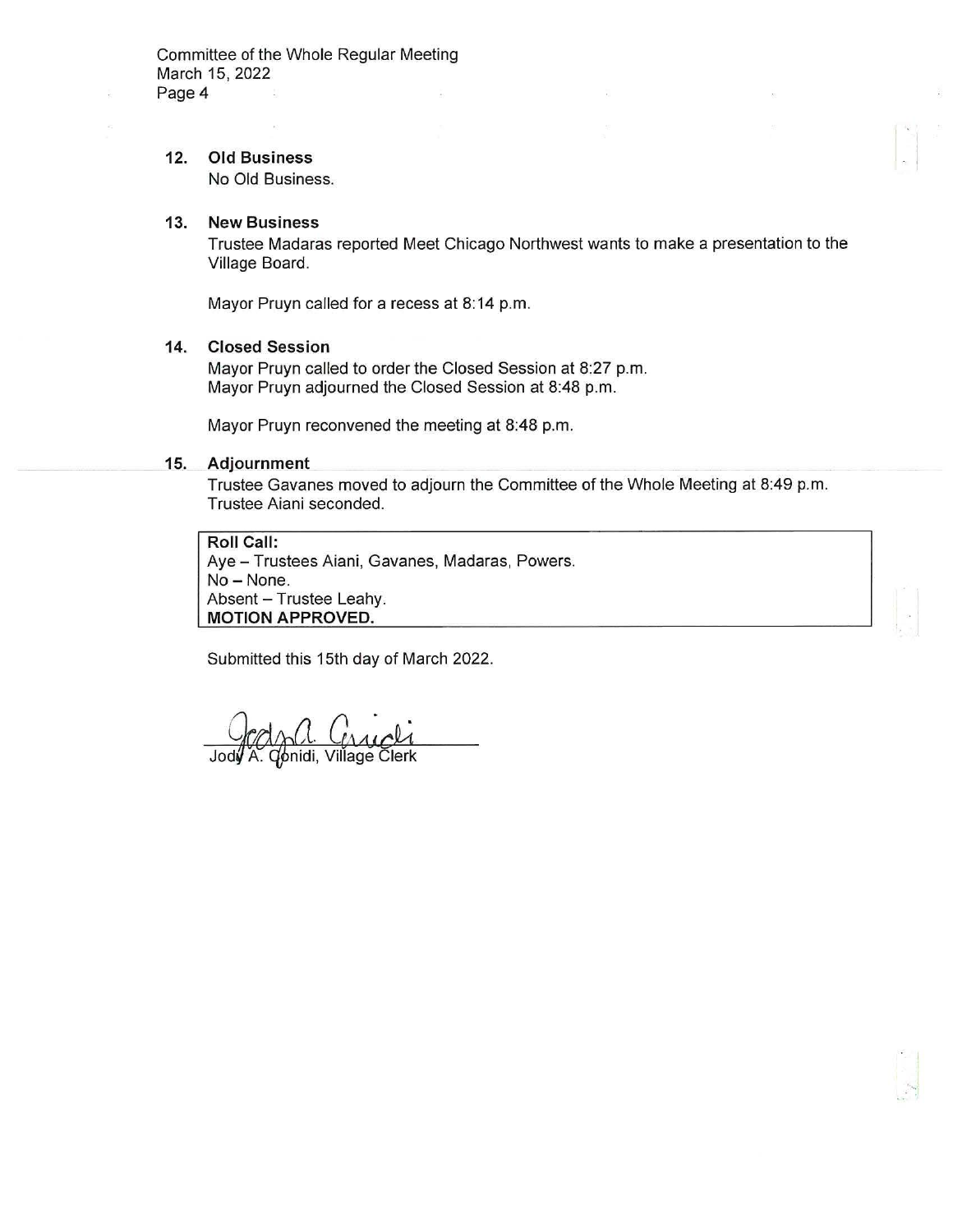## 12. Old Business

No Old Business.

## 13. New Business

Trustee Madaras reported Meet Chicago Northwest wants to make a presentation to the Village Board.

Mayor Pruyn called for a recess at 8:14 p.m.

## 14. Closed Session

Mayor Pruyn called to order the Closed Session at 8:27 p.m.
Mayor Pruyn adjourned the Closed Session at 8:48 p.m.

Mayor Pruyn reconvened the meeting at 8:48 p.m.

## 15. Adjournment

Trustee Gavanes moved to adjourn the Committee of the Whole Meeting at 8:49 p.m. Trustee Aiani seconded.

**Roll Call:**
Aye – Trustees Aiani, Gavanes, Madaras, Powers.
No – None.
Absent – Trustee Leahy.
**MOTION APPROVED.**

Submitted this 15th day of March 2022.

Jody A. Gonidi, Village Clerk